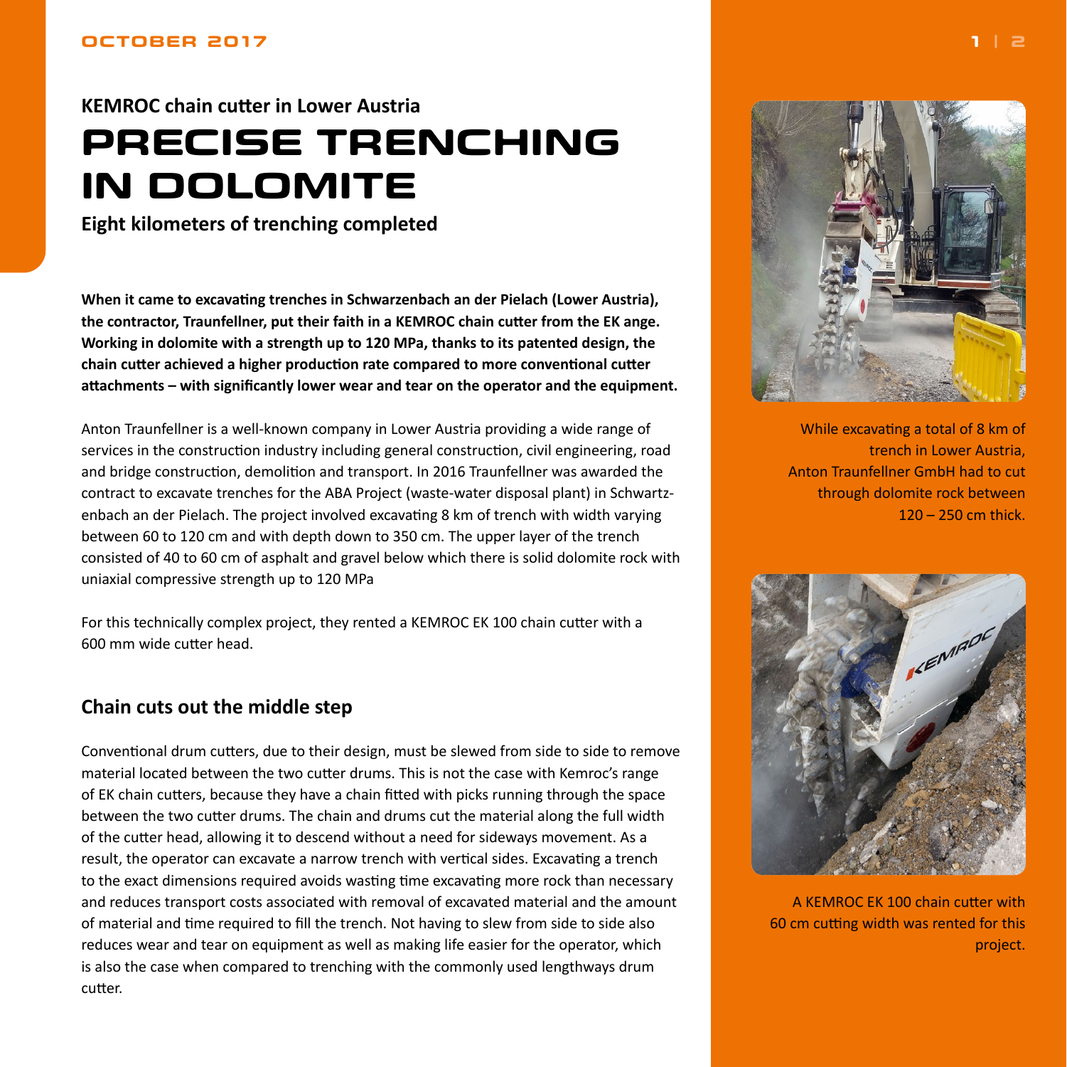KEMROC chain cutter in Lower Austria

# PRECISE TRENCHING IN DOLOMITE

**Eight kilometers of trenching completed**

**When it came to excavating trenches in Schwarzenbach an der Pielach (Lower Austria), the contractor, Traunfellner, put their faith in a KEMROC chain cutter from the EK ange. Working in dolomite with a strength up to 120 MPa, thanks to its patented design, the chain cutter achieved a higher production rate compared to more conventional cutter attachments – with significantly lower wear and tear on the operator and the equipment.**

Anton Traunfellner is a well-known company in Lower Austria providing a wide range of services in the construction industry including general construction, civil engineering, road and bridge construction, demolition and transport. In 2016 Traunfellner was awarded the contract to excavate trenches for the ABA Project (waste-water disposal plant) in Schwartz-enbach an der Pielach. The project involved excavating 8 km of trench with width varying between 60 to 120 cm and with depth down to 350 cm. The upper layer of the trench consisted of 40 to 60 cm of asphalt and gravel below which there is solid dolomite rock with uniaxial compressive strength up to 120 MPa

For this technically complex project, they rented a KEMROC EK 100 chain cutter with a 600 mm wide cutter head.

## Chain cuts out the middle step

Conventional drum cutters, due to their design, must be slewed from side to side to remove material located between the two cutter drums. This is not the case with Kemroc's range of EK chain cutters, because they have a chain fitted with picks running through the space between the two cutter drums. The chain and drums cut the material along the full width of the cutter head, allowing it to descend without a need for sideways movement. As a result, the operator can excavate a narrow trench with vertical sides. Excavating a trench to the exact dimensions required avoids wasting time excavating more rock than necessary and reduces transport costs associated with removal of excavated material and the amount of material and time required to fill the trench. Not having to slew from side to side also reduces wear and tear on equipment as well as making life easier for the operator, which is also the case when compared to trenching with the commonly used lengthways drum cutter.

While excavating a total of 8 km of trench in Lower Austria, Anton Traunfellner GmbH had to cut through dolomite rock between 120 – 250 cm thick.

A KEMROC EK 100 chain cutter with 60 cm cutting width was rented for this project.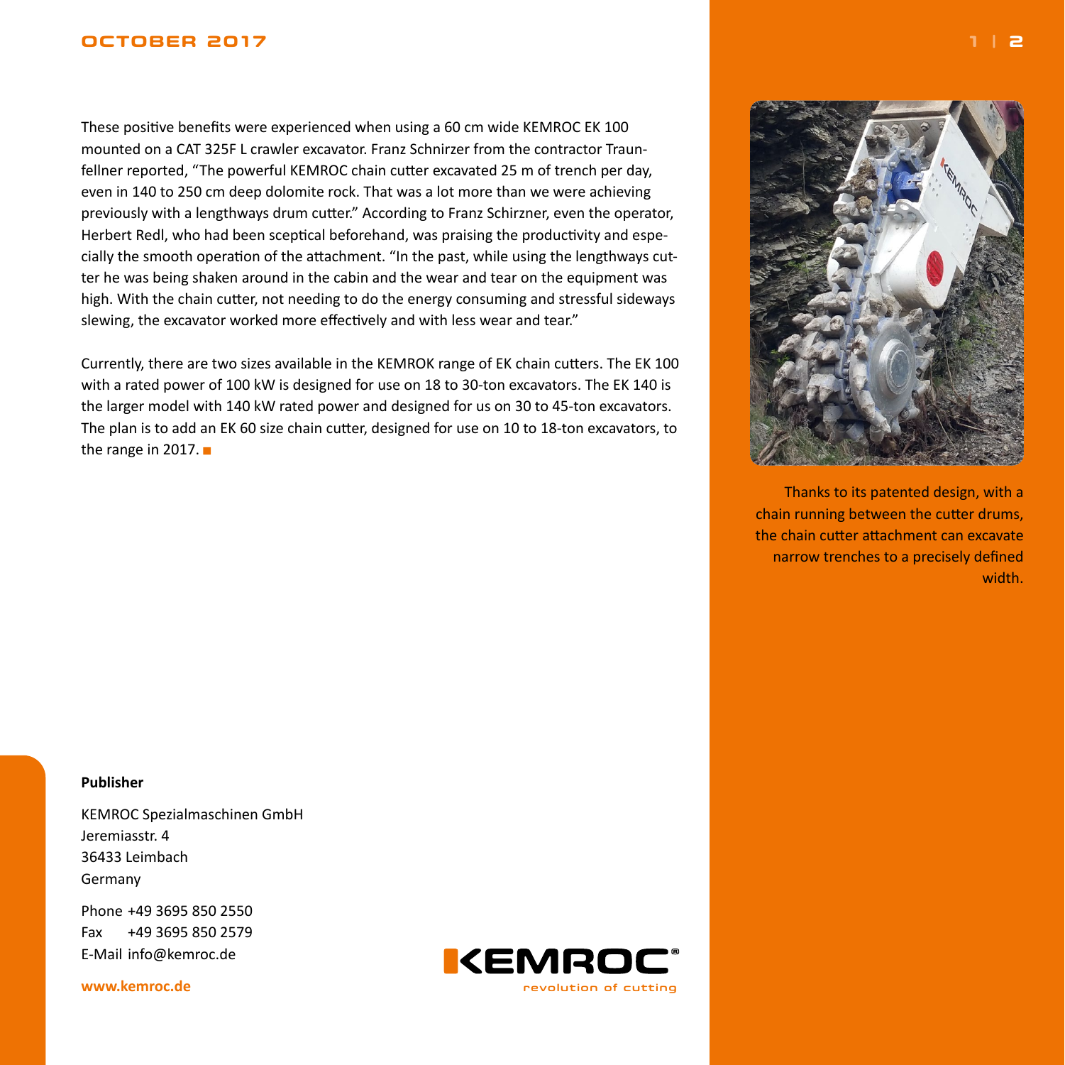These positive benefits were experienced when using a 60 cm wide KEMROC EK 100 mounted on a CAT 325F L crawler excavator. Franz Schnirzer from the contractor Traunfellner reported, "The powerful KEMROC chain cutter excavated 25 m of trench per day, even in 140 to 250 cm deep dolomite rock. That was a lot more than we were achieving previously with a lengthways drum cutter." According to Franz Schirzner, even the operator, Herbert Redl, who had been sceptical beforehand, was praising the productivity and especially the smooth operation of the attachment. "In the past, while using the lengthways cutter he was being shaken around in the cabin and the wear and tear on the equipment was high. With the chain cutter, not needing to do the energy consuming and stressful sideways slewing, the excavator worked more effectively and with less wear and tear."

Currently, there are two sizes available in the KEMROK range of EK chain cutters. The EK 100 with a rated power of 100 kW is designed for use on 18 to 30-ton excavators. The EK 140 is the larger model with 140 kW rated power and designed for us on 30 to 45-ton excavators. The plan is to add an EK 60 size chain cutter, designed for use on 10 to 18-ton excavators, to the range in 2017. ■

Thanks to its patented design, with a chain running between the cutter drums, the chain cutter attachment can excavate narrow trenches to a precisely defined width.

**Publisher**

KEMROC Spezialmaschinen GmbH
Jeremiasstr. 4
36433 Leimbach
Germany

Phone +49 3695 850 2550
Fax +49 3695 850 2579
E-Mail info@kemroc.de

**www.kemroc.de**

KEMROC®
revolution of cutting